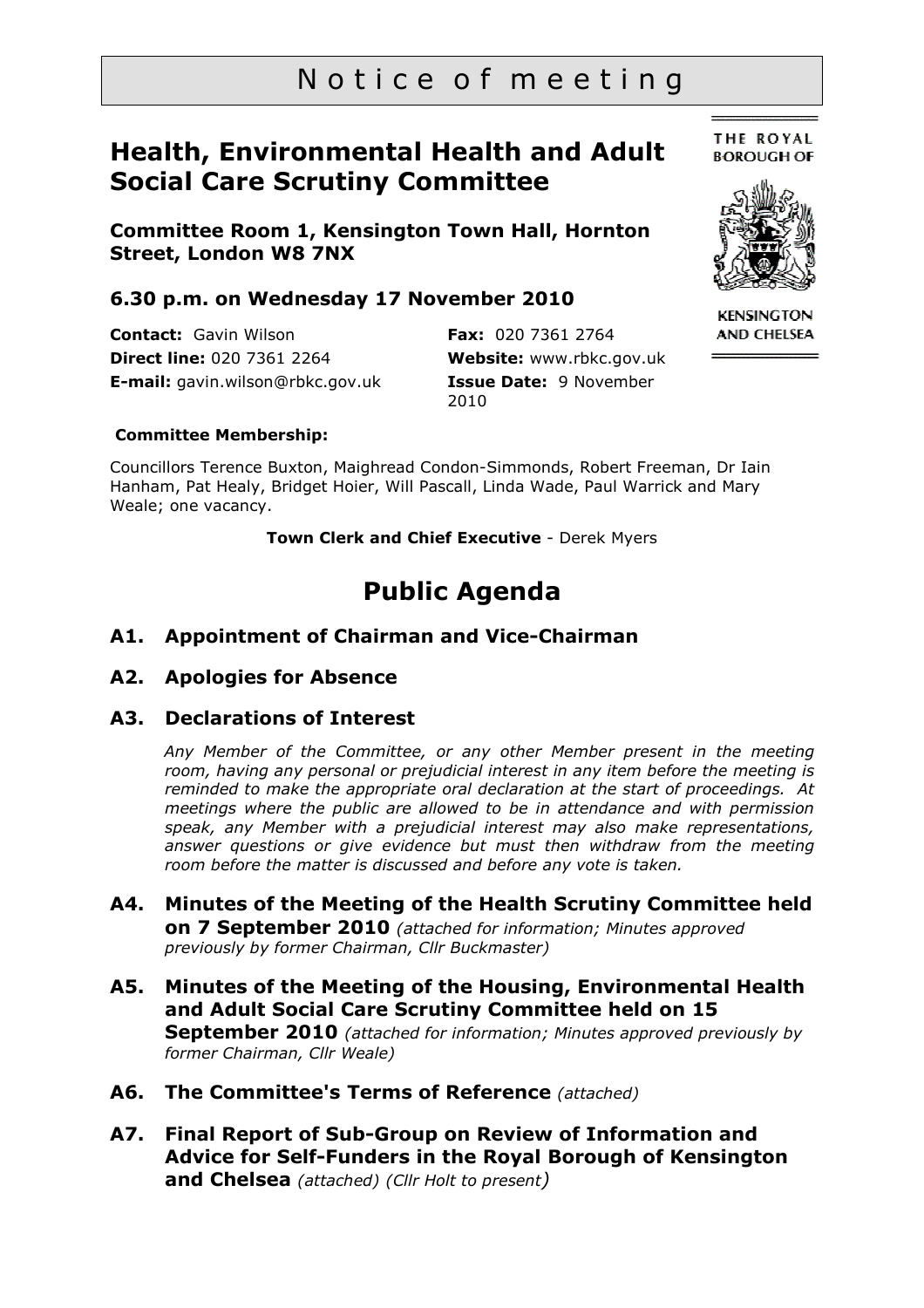# Notice of meeting

# Health, Environmental Health and Adult Social Care Scrutiny Committee

THE ROYAL BOROUGH OF KENSINGTON AND CHELSEA

### Committee Room 1, Kensington Town Hall, Hornton Street, London W8 7NX

### 6.30 p.m. on Wednesday 17 November 2010

**Contact:** Gavin Wilson
**Direct line:** 020 7361 2264
**E-mail:** gavin.wilson@rbkc.gov.uk

**Fax:** 020 7361 2764
**Website:** www.rbkc.gov.uk
**Issue Date:** 9 November 2010

**Committee Membership:**

Councillors Terence Buxton, Maighread Condon-Simmonds, Robert Freeman, Dr Iain Hanham, Pat Healy, Bridget Hoier, Will Pascall, Linda Wade, Paul Warrick and Mary Weale; one vacancy.

**Town Clerk and Chief Executive** - Derek Myers

# Public Agenda

### A1. Appointment of Chairman and Vice-Chairman

### A2. Apologies for Absence

### A3. Declarations of Interest

*Any Member of the Committee, or any other Member present in the meeting room, having any personal or prejudicial interest in any item before the meeting is reminded to make the appropriate oral declaration at the start of proceedings. At meetings where the public are allowed to be in attendance and with permission speak, any Member with a prejudicial interest may also make representations, answer questions or give evidence but must then withdraw from the meeting room before the matter is discussed and before any vote is taken.*

### A4. Minutes of the Meeting of the Health Scrutiny Committee held on 7 September 2010 *(attached for information; Minutes approved previously by former Chairman, Cllr Buckmaster)*

### A5. Minutes of the Meeting of the Housing, Environmental Health and Adult Social Care Scrutiny Committee held on 15 September 2010 *(attached for information; Minutes approved previously by former Chairman, Cllr Weale)*

### A6. The Committee's Terms of Reference *(attached)*

### A7. Final Report of Sub-Group on Review of Information and Advice for Self-Funders in the Royal Borough of Kensington and Chelsea *(attached) (Cllr Holt to present)*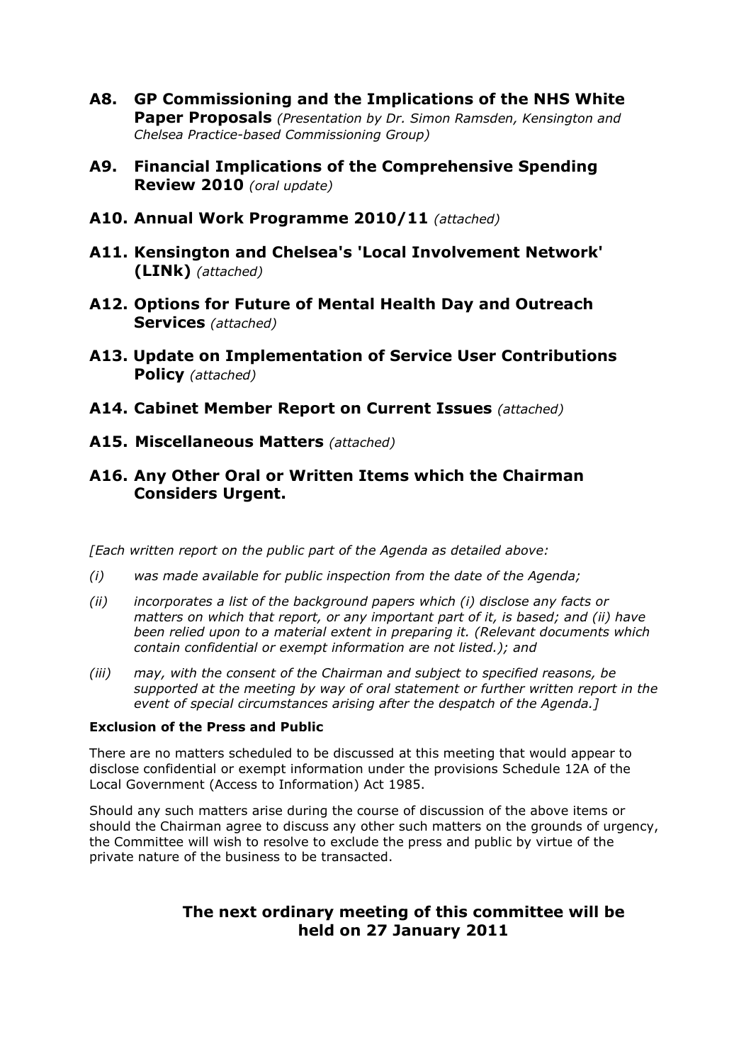**A8. GP Commissioning and the Implications of the NHS White Paper Proposals** *(Presentation by Dr. Simon Ramsden, Kensington and Chelsea Practice-based Commissioning Group)*

**A9. Financial Implications of the Comprehensive Spending Review 2010** *(oral update)*

**A10. Annual Work Programme 2010/11** *(attached)*

**A11. Kensington and Chelsea's 'Local Involvement Network' (LINk)** *(attached)*

**A12. Options for Future of Mental Health Day and Outreach Services** *(attached)*

**A13. Update on Implementation of Service User Contributions Policy** *(attached)*

**A14. Cabinet Member Report on Current Issues** *(attached)*

**A15. Miscellaneous Matters** *(attached)*

**A16. Any Other Oral or Written Items which the Chairman Considers Urgent.**

*[Each written report on the public part of the Agenda as detailed above:*

*(i) was made available for public inspection from the date of the Agenda;*

*(ii) incorporates a list of the background papers which (i) disclose any facts or matters on which that report, or any important part of it, is based; and (ii) have been relied upon to a material extent in preparing it. (Relevant documents which contain confidential or exempt information are not listed.); and*

*(iii) may, with the consent of the Chairman and subject to specified reasons, be supported at the meeting by way of oral statement or further written report in the event of special circumstances arising after the despatch of the Agenda.]*

**Exclusion of the Press and Public**

There are no matters scheduled to be discussed at this meeting that would appear to disclose confidential or exempt information under the provisions Schedule 12A of the Local Government (Access to Information) Act 1985.

Should any such matters arise during the course of discussion of the above items or should the Chairman agree to discuss any other such matters on the grounds of urgency, the Committee will wish to resolve to exclude the press and public by virtue of the private nature of the business to be transacted.

**The next ordinary meeting of this committee will be held on 27 January 2011**